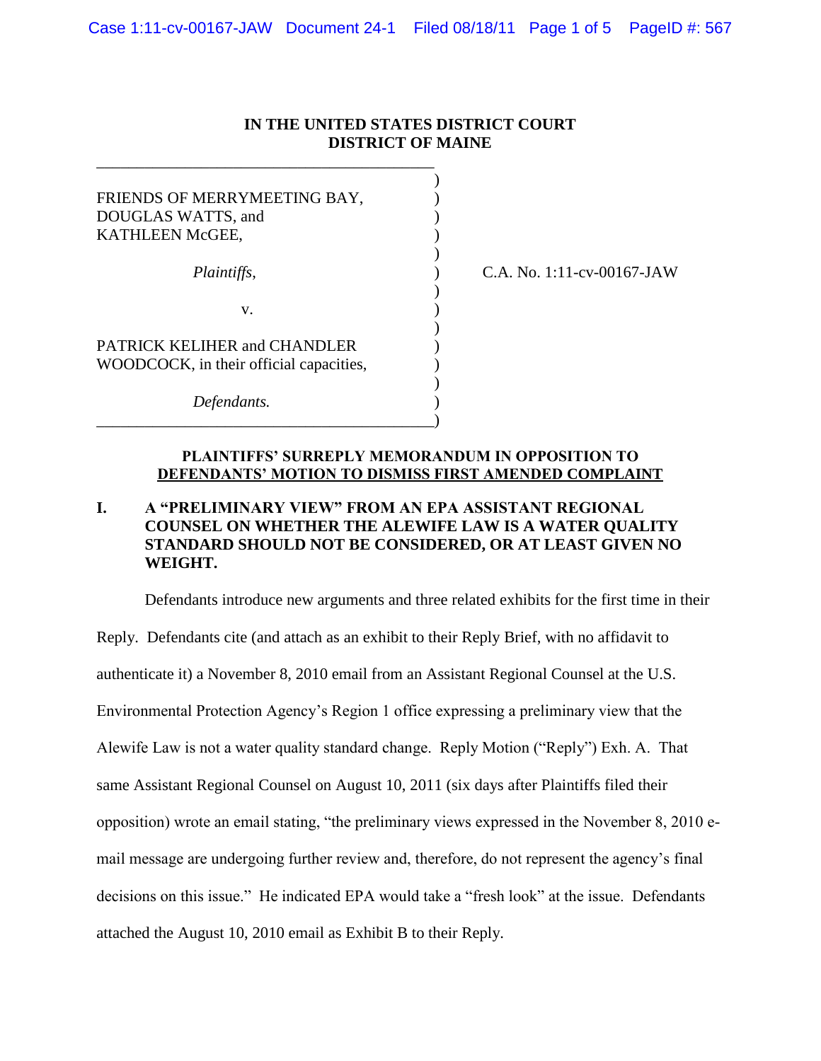# IN THE UNITED STATES DISTRICT COURT
# DISTRICT OF MAINE

FRIENDS OF MERRYMEETING BAY, DOUGLAS WATTS, and KATHLEEN McGEE,

*Plaintiffs,*

v.

PATRICK KELIHER and CHANDLER WOODCOCK, in their official capacities,

*Defendants.*

C.A. No. 1:11-cv-00167-JAW

## PLAINTIFFS' SURREPLY MEMORANDUM IN OPPOSITION TO DEFENDANTS' MOTION TO DISMISS FIRST AMENDED COMPLAINT

### I. A "PRELIMINARY VIEW" FROM AN EPA ASSISTANT REGIONAL COUNSEL ON WHETHER THE ALEWIFE LAW IS A WATER QUALITY STANDARD SHOULD NOT BE CONSIDERED, OR AT LEAST GIVEN NO WEIGHT.

Defendants introduce new arguments and three related exhibits for the first time in their Reply. Defendants cite (and attach as an exhibit to their Reply Brief, with no affidavit to authenticate it) a November 8, 2010 email from an Assistant Regional Counsel at the U.S. Environmental Protection Agency's Region 1 office expressing a preliminary view that the Alewife Law is not a water quality standard change. Reply Motion ("Reply") Exh. A. That same Assistant Regional Counsel on August 10, 2011 (six days after Plaintiffs filed their opposition) wrote an email stating, "the preliminary views expressed in the November 8, 2010 e-mail message are undergoing further review and, therefore, do not represent the agency's final decisions on this issue." He indicated EPA would take a "fresh look" at the issue. Defendants attached the August 10, 2010 email as Exhibit B to their Reply.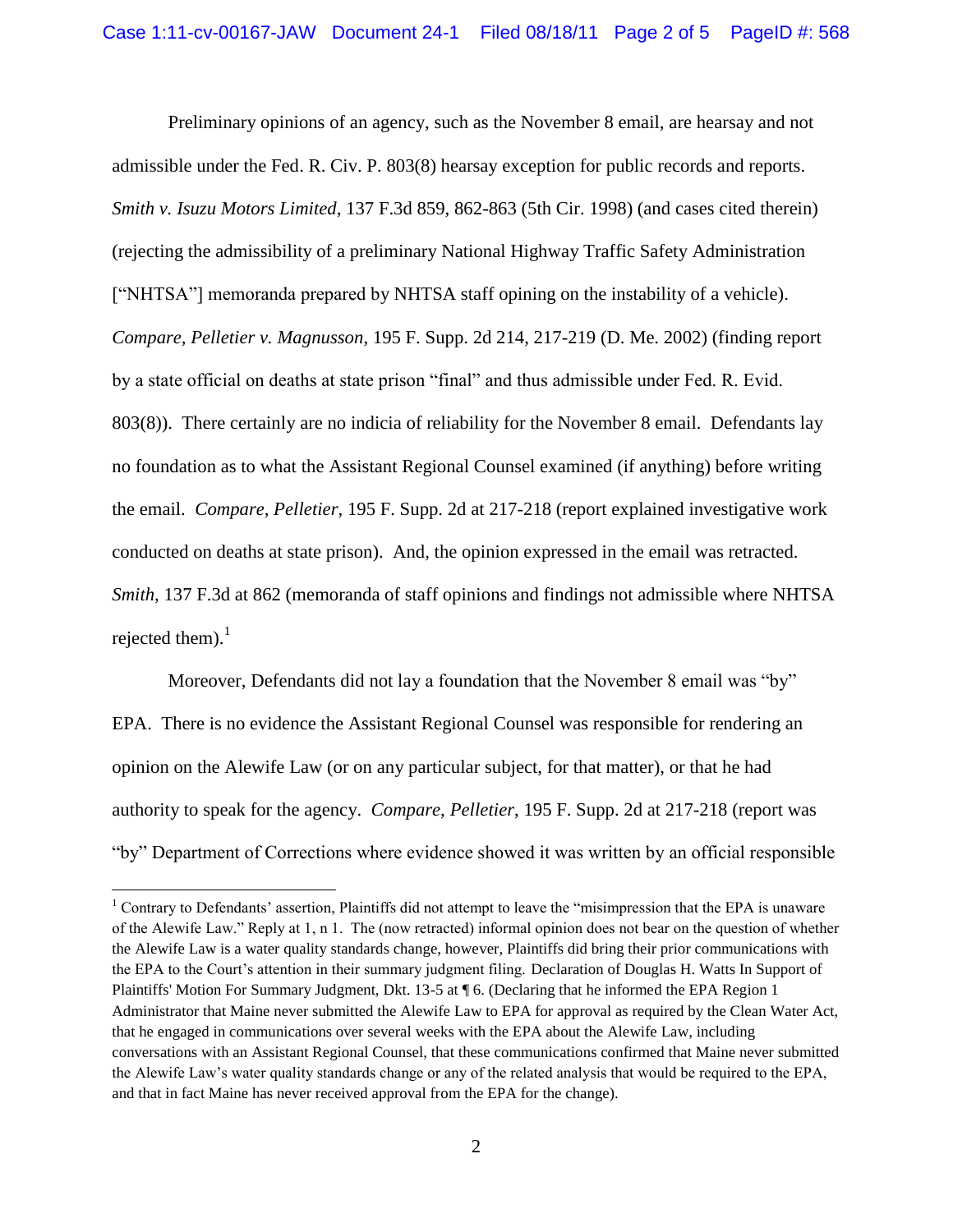Preliminary opinions of an agency, such as the November 8 email, are hearsay and not admissible under the Fed. R. Civ. P. 803(8) hearsay exception for public records and reports. *Smith v. Isuzu Motors Limited*, 137 F.3d 859, 862-863 (5th Cir. 1998) (and cases cited therein) (rejecting the admissibility of a preliminary National Highway Traffic Safety Administration ["NHTSA"] memoranda prepared by NHTSA staff opining on the instability of a vehicle). *Compare, Pelletier v. Magnusson*, 195 F. Supp. 2d 214, 217-219 (D. Me. 2002) (finding report by a state official on deaths at state prison "final" and thus admissible under Fed. R. Evid. 803(8)). There certainly are no indicia of reliability for the November 8 email. Defendants lay no foundation as to what the Assistant Regional Counsel examined (if anything) before writing the email. *Compare, Pelletier*, 195 F. Supp. 2d at 217-218 (report explained investigative work conducted on deaths at state prison). And, the opinion expressed in the email was retracted. *Smith*, 137 F.3d at 862 (memoranda of staff opinions and findings not admissible where NHTSA rejected them).[1]

Moreover, Defendants did not lay a foundation that the November 8 email was "by" EPA. There is no evidence the Assistant Regional Counsel was responsible for rendering an opinion on the Alewife Law (or on any particular subject, for that matter), or that he had authority to speak for the agency. *Compare, Pelletier*, 195 F. Supp. 2d at 217-218 (report was "by" Department of Corrections where evidence showed it was written by an official responsible

---

[1] Contrary to Defendants' assertion, Plaintiffs did not attempt to leave the "misimpression that the EPA is unaware of the Alewife Law." Reply at 1, n 1. The (now retracted) informal opinion does not bear on the question of whether the Alewife Law is a water quality standards change, however, Plaintiffs did bring their prior communications with the EPA to the Court's attention in their summary judgment filing. Declaration of Douglas H. Watts In Support of Plaintiffs' Motion For Summary Judgment, Dkt. 13-5 at ¶ 6. (Declaring that he informed the EPA Region 1 Administrator that Maine never submitted the Alewife Law to EPA for approval as required by the Clean Water Act, that he engaged in communications over several weeks with the EPA about the Alewife Law, including conversations with an Assistant Regional Counsel, that these communications confirmed that Maine never submitted the Alewife Law's water quality standards change or any of the related analysis that would be required to the EPA, and that in fact Maine has never received approval from the EPA for the change).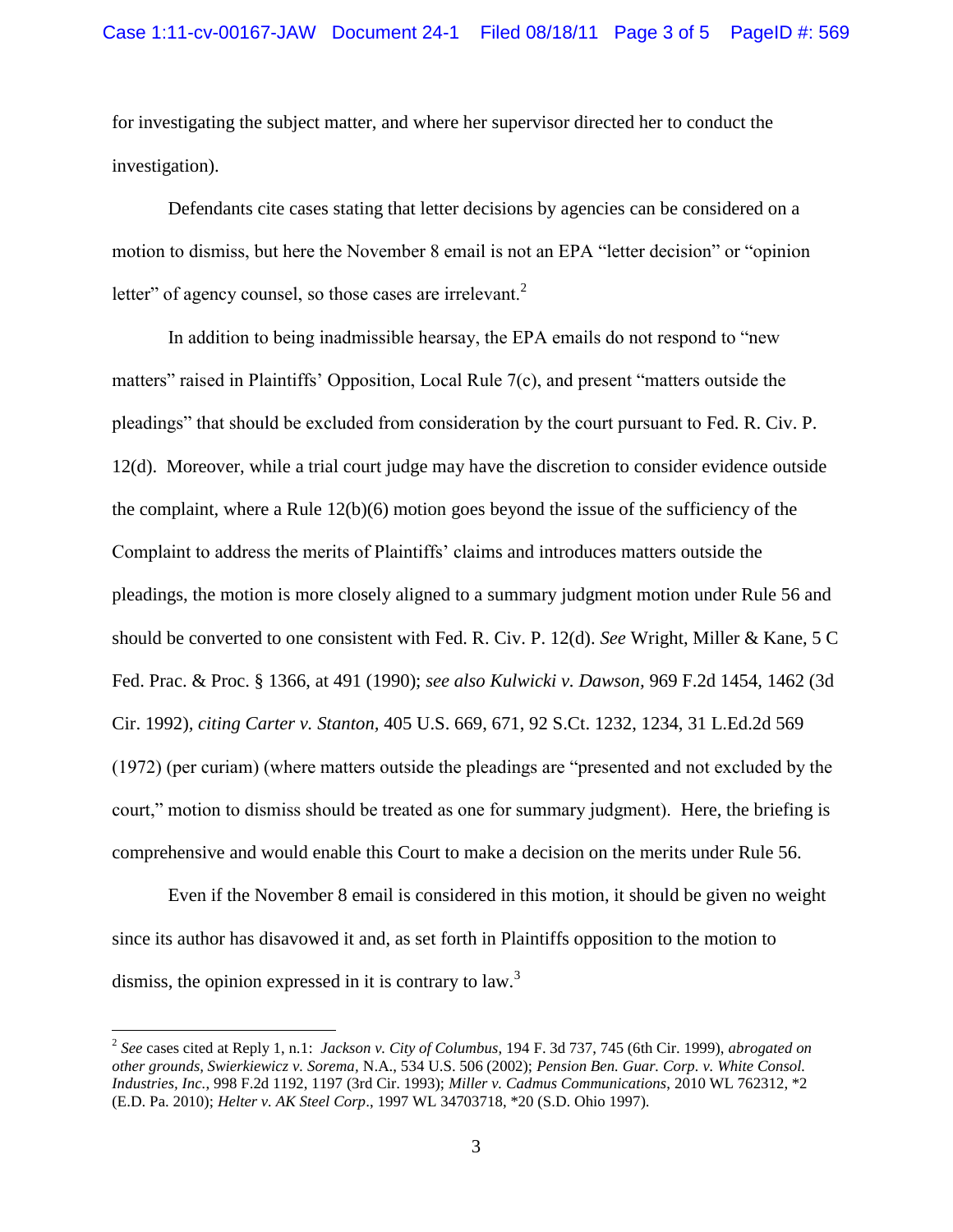for investigating the subject matter, and where her supervisor directed her to conduct the investigation).

Defendants cite cases stating that letter decisions by agencies can be considered on a motion to dismiss, but here the November 8 email is not an EPA "letter decision" or "opinion letter" of agency counsel, so those cases are irrelevant.[2]

In addition to being inadmissible hearsay, the EPA emails do not respond to "new matters" raised in Plaintiffs' Opposition, Local Rule 7(c), and present "matters outside the pleadings" that should be excluded from consideration by the court pursuant to Fed. R. Civ. P. 12(d). Moreover, while a trial court judge may have the discretion to consider evidence outside the complaint, where a Rule 12(b)(6) motion goes beyond the issue of the sufficiency of the Complaint to address the merits of Plaintiffs' claims and introduces matters outside the pleadings, the motion is more closely aligned to a summary judgment motion under Rule 56 and should be converted to one consistent with Fed. R. Civ. P. 12(d). *See* Wright, Miller & Kane, 5 C Fed. Prac. & Proc. § 1366, at 491 (1990); *see also Kulwicki v. Dawson*, 969 F.2d 1454, 1462 (3d Cir. 1992), *citing Carter v. Stanton*, 405 U.S. 669, 671, 92 S.Ct. 1232, 1234, 31 L.Ed.2d 569 (1972) (per curiam) (where matters outside the pleadings are "presented and not excluded by the court," motion to dismiss should be treated as one for summary judgment). Here, the briefing is comprehensive and would enable this Court to make a decision on the merits under Rule 56.

Even if the November 8 email is considered in this motion, it should be given no weight since its author has disavowed it and, as set forth in Plaintiffs opposition to the motion to dismiss, the opinion expressed in it is contrary to law.[3]

---

[2] *See* cases cited at Reply 1, n.1: *Jackson v. City of Columbus*, 194 F. 3d 737, 745 (6th Cir. 1999), *abrogated on other grounds, Swierkiewicz v. Sorema*, N.A., 534 U.S. 506 (2002); *Pension Ben. Guar. Corp. v. White Consol. Industries, Inc.*, 998 F.2d 1192, 1197 (3rd Cir. 1993); *Miller v. Cadmus Communications*, 2010 WL 762312, *2 (E.D. Pa. 2010); *Helter v. AK Steel Corp*., 1997 WL 34703718, *20 (S.D. Ohio 1997).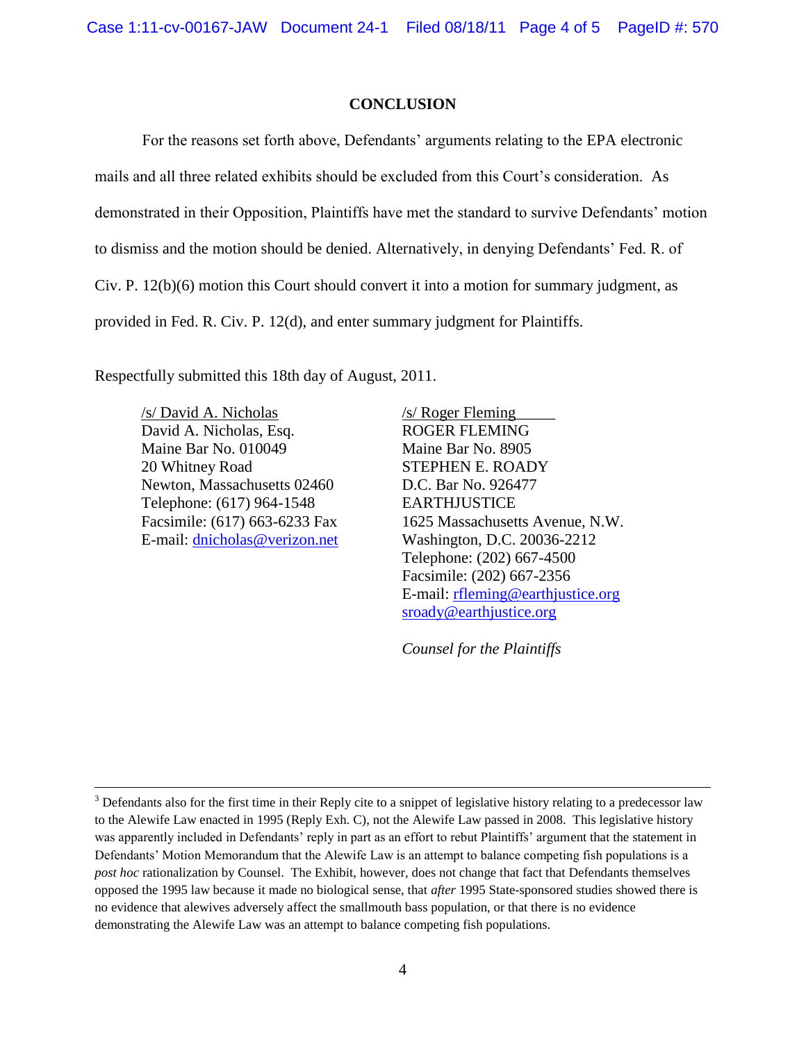## CONCLUSION

For the reasons set forth above, Defendants' arguments relating to the EPA electronic mails and all three related exhibits should be excluded from this Court's consideration. As demonstrated in their Opposition, Plaintiffs have met the standard to survive Defendants' motion to dismiss and the motion should be denied. Alternatively, in denying Defendants' Fed. R. of Civ. P. 12(b)(6) motion this Court should convert it into a motion for summary judgment, as provided in Fed. R. Civ. P. 12(d), and enter summary judgment for Plaintiffs.

Respectfully submitted this 18th day of August, 2011.

/s/ David A. Nicholas
David A. Nicholas, Esq.
Maine Bar No. 010049
20 Whitney Road
Newton, Massachusetts 02460
Telephone: (617) 964-1548
Facsimile: (617) 663-6233 Fax
E-mail: dnicholas@verizon.net

/s/ Roger Fleming
ROGER FLEMING
Maine Bar No. 8905
STEPHEN E. ROADY
D.C. Bar No. 926477
EARTHJUSTICE
1625 Massachusetts Avenue, N.W.
Washington, D.C. 20036-2212
Telephone: (202) 667-4500
Facsimile: (202) 667-2356
E-mail: rfleming@earthjustice.org
sroady@earthjustice.org

*Counsel for the Plaintiffs*

---

[3] Defendants also for the first time in their Reply cite to a snippet of legislative history relating to a predecessor law to the Alewife Law enacted in 1995 (Reply Exh. C), not the Alewife Law passed in 2008. This legislative history was apparently included in Defendants' reply in part as an effort to rebut Plaintiffs' argument that the statement in Defendants' Motion Memorandum that the Alewife Law is an attempt to balance competing fish populations is a *post hoc* rationalization by Counsel. The Exhibit, however, does not change that fact that Defendants themselves opposed the 1995 law because it made no biological sense, that *after* 1995 State-sponsored studies showed there is no evidence that alewives adversely affect the smallmouth bass population, or that there is no evidence demonstrating the Alewife Law was an attempt to balance competing fish populations.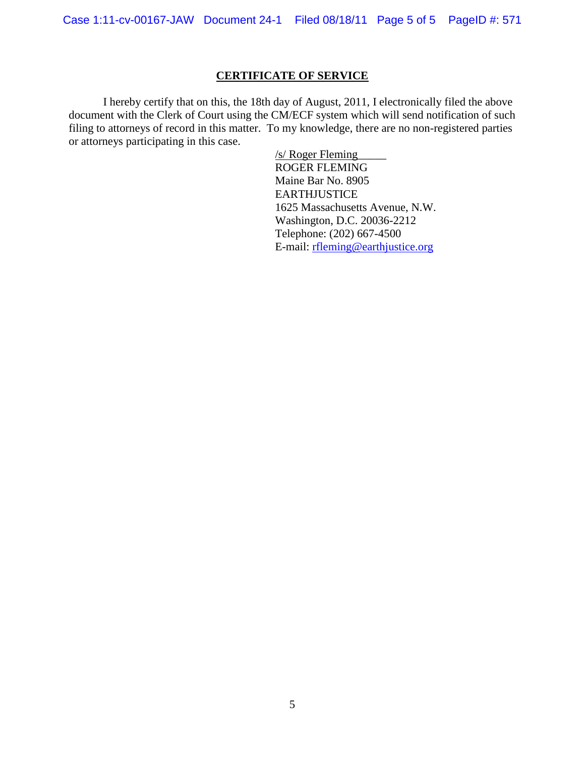## CERTIFICATE OF SERVICE

I hereby certify that on this, the 18th day of August, 2011, I electronically filed the above document with the Clerk of Court using the CM/ECF system which will send notification of such filing to attorneys of record in this matter. To my knowledge, there are no non-registered parties or attorneys participating in this case.

/s/ Roger Fleming_____
ROGER FLEMING
Maine Bar No. 8905
EARTHJUSTICE
1625 Massachusetts Avenue, N.W.
Washington, D.C. 20036-2212
Telephone: (202) 667-4500
E-mail: rfleming@earthjustice.org